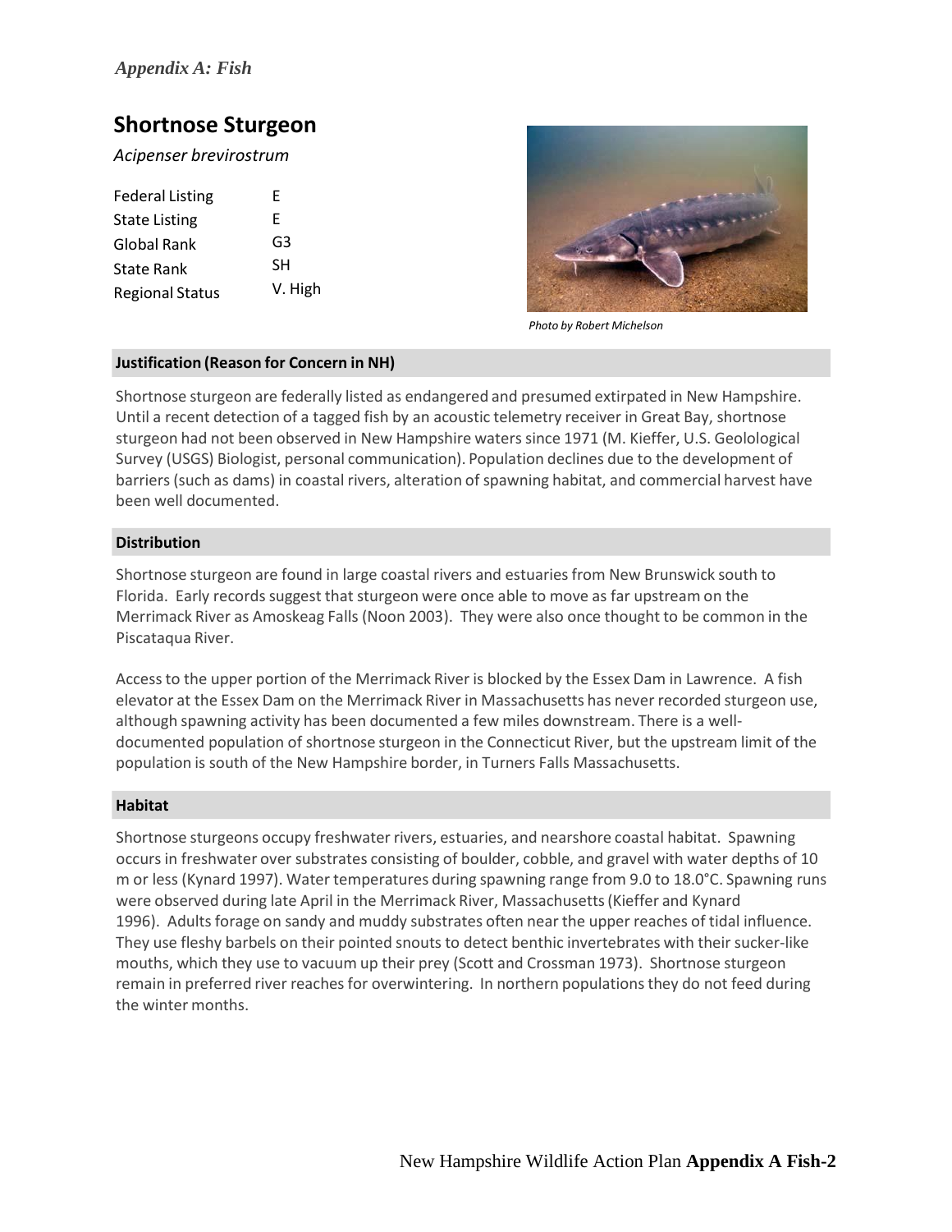*Appendix A: Fish*

# Shortnose Sturgeon

*Acipenser brevirostrum*

| | |
|---|---|
| Federal Listing | E |
| State Listing | E |
| Global Rank | G3 |
| State Rank | SH |
| Regional Status | V. High |

*Photo by Robert Michelson*

## Justification (Reason for Concern in NH)

Shortnose sturgeon are federally listed as endangered and presumed extirpated in New Hampshire. Until a recent detection of a tagged fish by an acoustic telemetry receiver in Great Bay, shortnose sturgeon had not been observed in New Hampshire waters since 1971 (M. Kieffer, U.S. Geolological Survey (USGS) Biologist, personal communication). Population declines due to the development of barriers (such as dams) in coastal rivers, alteration of spawning habitat, and commercial harvest have been well documented.

## Distribution

Shortnose sturgeon are found in large coastal rivers and estuaries from New Brunswick south to Florida. Early records suggest that sturgeon were once able to move as far upstream on the Merrimack River as Amoskeag Falls (Noon 2003). They were also once thought to be common in the Piscataqua River.

Access to the upper portion of the Merrimack River is blocked by the Essex Dam in Lawrence. A fish elevator at the Essex Dam on the Merrimack River in Massachusetts has never recorded sturgeon use, although spawning activity has been documented a few miles downstream. There is a well-documented population of shortnose sturgeon in the Connecticut River, but the upstream limit of the population is south of the New Hampshire border, in Turners Falls Massachusetts.

## Habitat

Shortnose sturgeons occupy freshwater rivers, estuaries, and nearshore coastal habitat. Spawning occurs in freshwater over substrates consisting of boulder, cobble, and gravel with water depths of 10 m or less (Kynard 1997). Water temperatures during spawning range from 9.0 to 18.0°C. Spawning runs were observed during late April in the Merrimack River, Massachusetts (Kieffer and Kynard 1996). Adults forage on sandy and muddy substrates often near the upper reaches of tidal influence. They use fleshy barbels on their pointed snouts to detect benthic invertebrates with their sucker-like mouths, which they use to vacuum up their prey (Scott and Crossman 1973). Shortnose sturgeon remain in preferred river reaches for overwintering. In northern populations they do not feed during the winter months.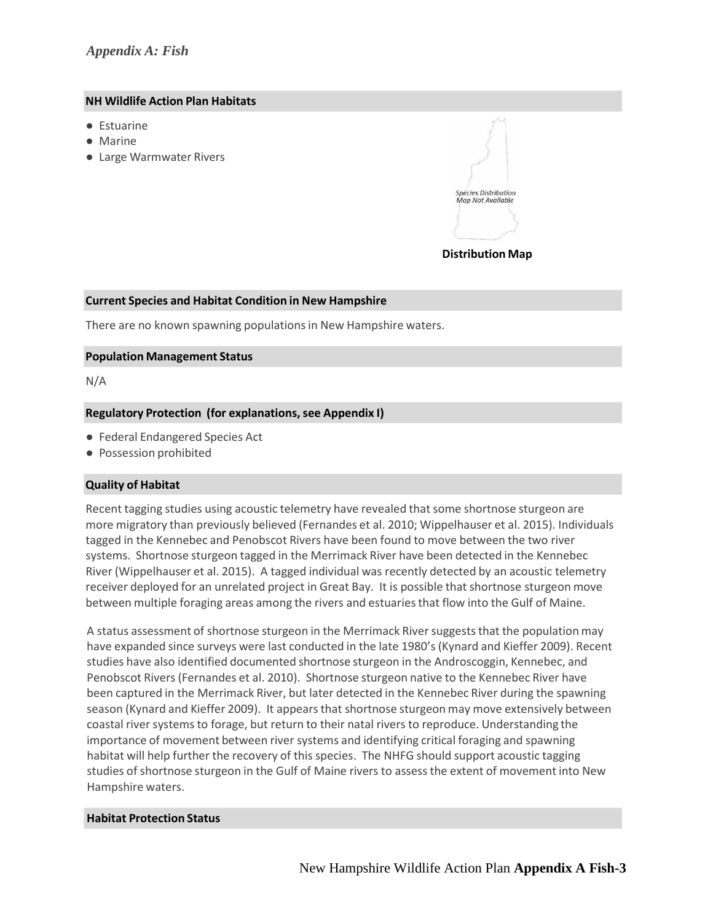*Appendix A: Fish*

### NH Wildlife Action Plan Habitats

- Estuarine
- Marine
- Large Warmwater Rivers

Species Distribution Map Not Available

**Distribution Map**

### Current Species and Habitat Condition in New Hampshire

There are no known spawning populations in New Hampshire waters.

### Population Management Status

N/A

### Regulatory Protection (for explanations, see Appendix I)

- Federal Endangered Species Act
- Possession prohibited

### Quality of Habitat

Recent tagging studies using acoustic telemetry have revealed that some shortnose sturgeon are more migratory than previously believed (Fernandes et al. 2010; Wippelhauser et al. 2015). Individuals tagged in the Kennebec and Penobscot Rivers have been found to move between the two river systems. Shortnose sturgeon tagged in the Merrimack River have been detected in the Kennebec River (Wippelhauser et al. 2015). A tagged individual was recently detected by an acoustic telemetry receiver deployed for an unrelated project in Great Bay. It is possible that shortnose sturgeon move between multiple foraging areas among the rivers and estuaries that flow into the Gulf of Maine.

A status assessment of shortnose sturgeon in the Merrimack River suggests that the population may have expanded since surveys were last conducted in the late 1980's (Kynard and Kieffer 2009). Recent studies have also identified documented shortnose sturgeon in the Androscoggin, Kennebec, and Penobscot Rivers (Fernandes et al. 2010). Shortnose sturgeon native to the Kennebec River have been captured in the Merrimack River, but later detected in the Kennebec River during the spawning season (Kynard and Kieffer 2009). It appears that shortnose sturgeon may move extensively between coastal river systems to forage, but return to their natal rivers to reproduce. Understanding the importance of movement between river systems and identifying critical foraging and spawning habitat will help further the recovery of this species. The NHFG should support acoustic tagging studies of shortnose sturgeon in the Gulf of Maine rivers to assess the extent of movement into New Hampshire waters.

### Habitat Protection Status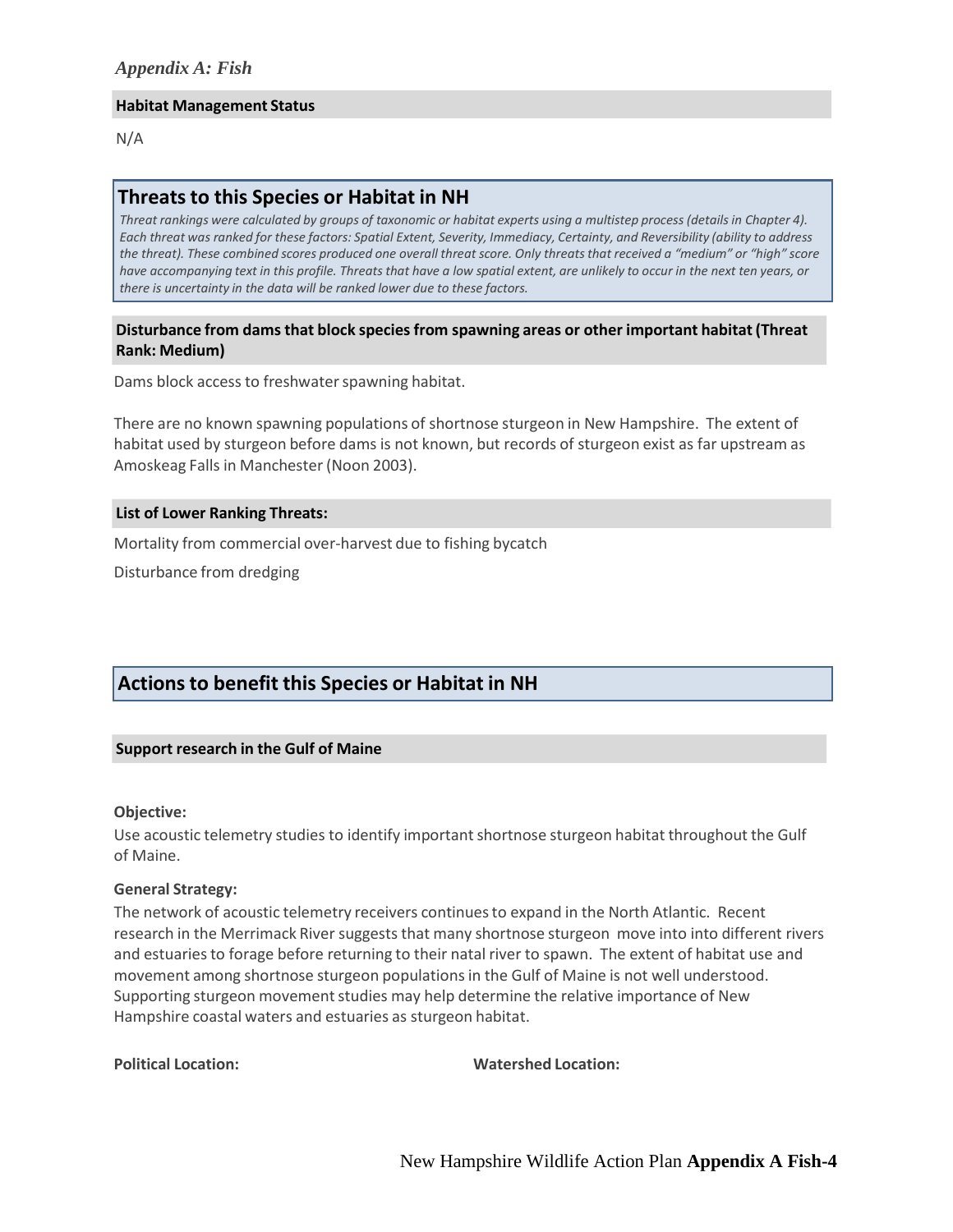*Appendix A: Fish*

**Habitat Management Status**

N/A

## Threats to this Species or Habitat in NH

*Threat rankings were calculated by groups of taxonomic or habitat experts using a multistep process (details in Chapter 4). Each threat was ranked for these factors: Spatial Extent, Severity, Immediacy, Certainty, and Reversibility (ability to address the threat). These combined scores produced one overall threat score. Only threats that received a "medium" or "high" score have accompanying text in this profile. Threats that have a low spatial extent, are unlikely to occur in the next ten years, or there is uncertainty in the data will be ranked lower due to these factors.*

**Disturbance from dams that block species from spawning areas or other important habitat (Threat Rank: Medium)**

Dams block access to freshwater spawning habitat.

There are no known spawning populations of shortnose sturgeon in New Hampshire. The extent of habitat used by sturgeon before dams is not known, but records of sturgeon exist as far upstream as Amoskeag Falls in Manchester (Noon 2003).

**List of Lower Ranking Threats:**

Mortality from commercial over-harvest due to fishing bycatch

Disturbance from dredging

## Actions to benefit this Species or Habitat in NH

**Support research in the Gulf of Maine**

**Objective:**

Use acoustic telemetry studies to identify important shortnose sturgeon habitat throughout the Gulf of Maine.

**General Strategy:**

The network of acoustic telemetry receivers continues to expand in the North Atlantic. Recent research in the Merrimack River suggests that many shortnose sturgeon move into into different rivers and estuaries to forage before returning to their natal river to spawn. The extent of habitat use and movement among shortnose sturgeon populations in the Gulf of Maine is not well understood. Supporting sturgeon movement studies may help determine the relative importance of New Hampshire coastal waters and estuaries as sturgeon habitat.

**Political Location:**

**Watershed Location:**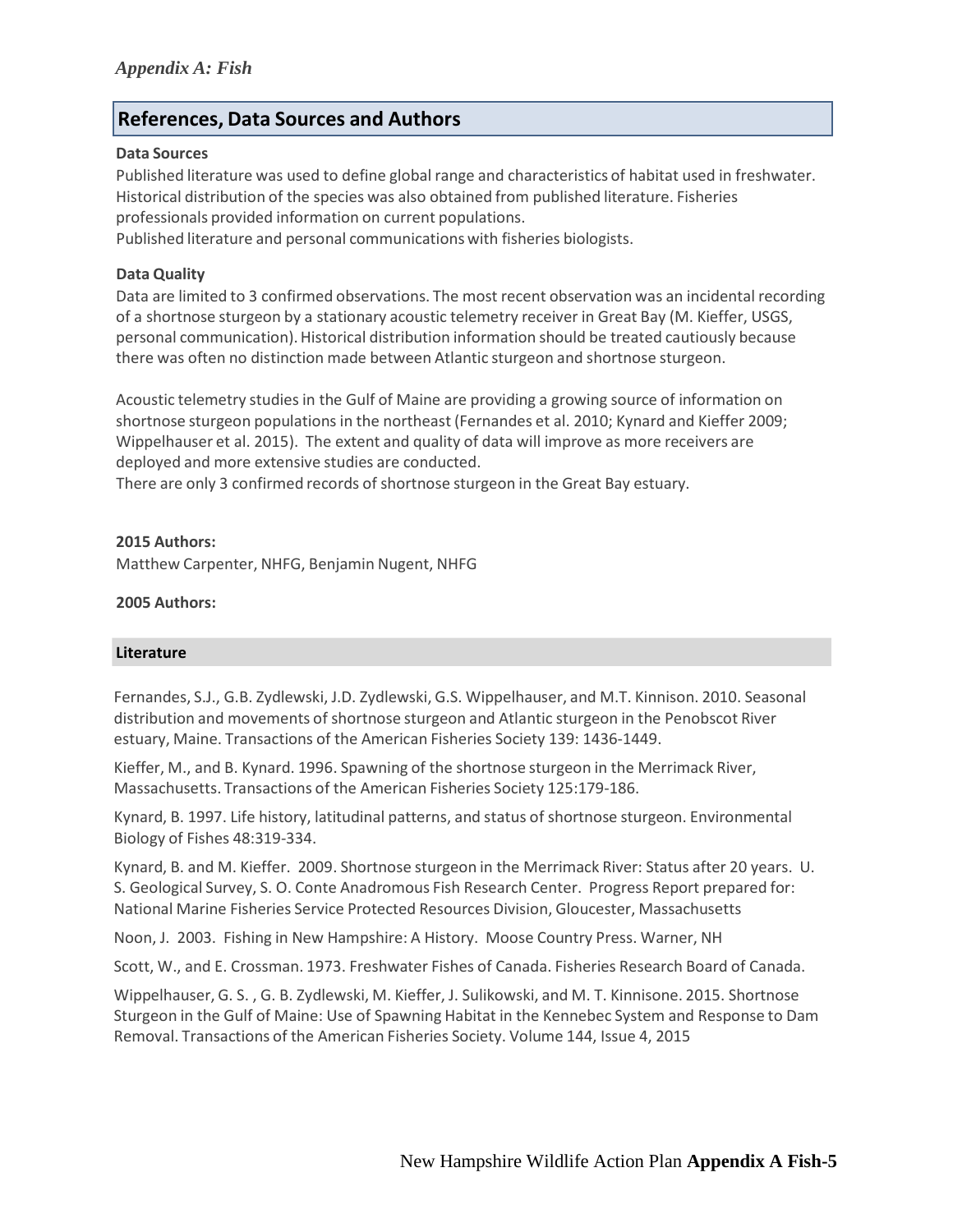*Appendix A: Fish*

## References, Data Sources and Authors

**Data Sources**

Published literature was used to define global range and characteristics of habitat used in freshwater. Historical distribution of the species was also obtained from published literature. Fisheries professionals provided information on current populations.
Published literature and personal communications with fisheries biologists.

**Data Quality**

Data are limited to 3 confirmed observations. The most recent observation was an incidental recording of a shortnose sturgeon by a stationary acoustic telemetry receiver in Great Bay (M. Kieffer, USGS, personal communication). Historical distribution information should be treated cautiously because there was often no distinction made between Atlantic sturgeon and shortnose sturgeon.

Acoustic telemetry studies in the Gulf of Maine are providing a growing source of information on shortnose sturgeon populations in the northeast (Fernandes et al. 2010; Kynard and Kieffer 2009; Wippelhauser et al. 2015). The extent and quality of data will improve as more receivers are deployed and more extensive studies are conducted.
There are only 3 confirmed records of shortnose sturgeon in the Great Bay estuary.

**2015 Authors:**

Matthew Carpenter, NHFG, Benjamin Nugent, NHFG

**2005 Authors:**

### Literature

Fernandes, S.J., G.B. Zydlewski, J.D. Zydlewski, G.S. Wippelhauser, and M.T. Kinnison. 2010. Seasonal distribution and movements of shortnose sturgeon and Atlantic sturgeon in the Penobscot River estuary, Maine. Transactions of the American Fisheries Society 139: 1436-1449.

Kieffer, M., and B. Kynard. 1996. Spawning of the shortnose sturgeon in the Merrimack River, Massachusetts. Transactions of the American Fisheries Society 125:179-186.

Kynard, B. 1997. Life history, latitudinal patterns, and status of shortnose sturgeon. Environmental Biology of Fishes 48:319-334.

Kynard, B. and M. Kieffer. 2009. Shortnose sturgeon in the Merrimack River: Status after 20 years. U. S. Geological Survey, S. O. Conte Anadromous Fish Research Center. Progress Report prepared for: National Marine Fisheries Service Protected Resources Division, Gloucester, Massachusetts

Noon, J. 2003. Fishing in New Hampshire: A History. Moose Country Press. Warner, NH

Scott, W., and E. Crossman. 1973. Freshwater Fishes of Canada. Fisheries Research Board of Canada.

Wippelhauser, G. S. , G. B. Zydlewski, M. Kieffer, J. Sulikowski, and M. T. Kinnisone. 2015. Shortnose Sturgeon in the Gulf of Maine: Use of Spawning Habitat in the Kennebec System and Response to Dam Removal. Transactions of the American Fisheries Society. Volume 144, Issue 4, 2015